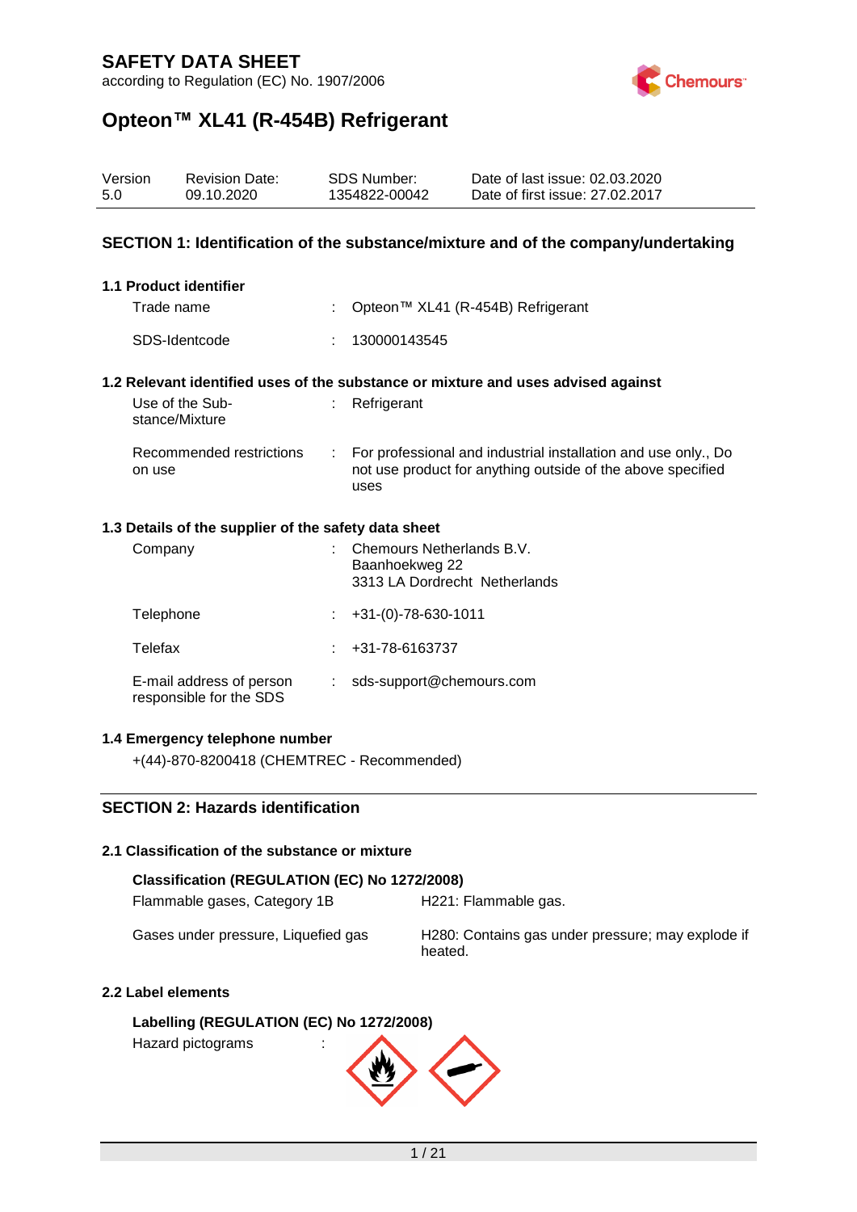# SAFETY DATA SHEET

according to Regulation (EC) No. 1907/2006

# Opteon™ XL41 (R-454B) Refrigerant

| Version | Revision Date: | SDS Number: | Date of last issue: 02.03.2020 |
|---|---|---|---|
| 5.0 | 09.10.2020 | 1354822-00042 | Date of first issue: 27.02.2017 |

## SECTION 1: Identification of the substance/mixture and of the company/undertaking

### 1.1 Product identifier

Trade name : Opteon™ XL41 (R-454B) Refrigerant

SDS-Identcode : 130000143545

### 1.2 Relevant identified uses of the substance or mixture and uses advised against

Use of the Substance/Mixture : Refrigerant

Recommended restrictions on use : For professional and industrial installation and use only., Do not use product for anything outside of the above specified uses

### 1.3 Details of the supplier of the safety data sheet

Company : Chemours Netherlands B.V.
Baanhoekweg 22
3313 LA Dordrecht Netherlands

Telephone : +31-(0)-78-630-1011

Telefax : +31-78-6163737

E-mail address of person responsible for the SDS : sds-support@chemours.com

### 1.4 Emergency telephone number

+(44)-870-8200418 (CHEMTREC - Recommended)

## SECTION 2: Hazards identification

### 2.1 Classification of the substance or mixture

**Classification (REGULATION (EC) No 1272/2008)**

| | |
|---|---|
| Flammable gases, Category 1B | H221: Flammable gas. |
| Gases under pressure, Liquefied gas | H280: Contains gas under pressure; may explode if heated. |

### 2.2 Label elements

**Labelling (REGULATION (EC) No 1272/2008)**

Hazard pictograms :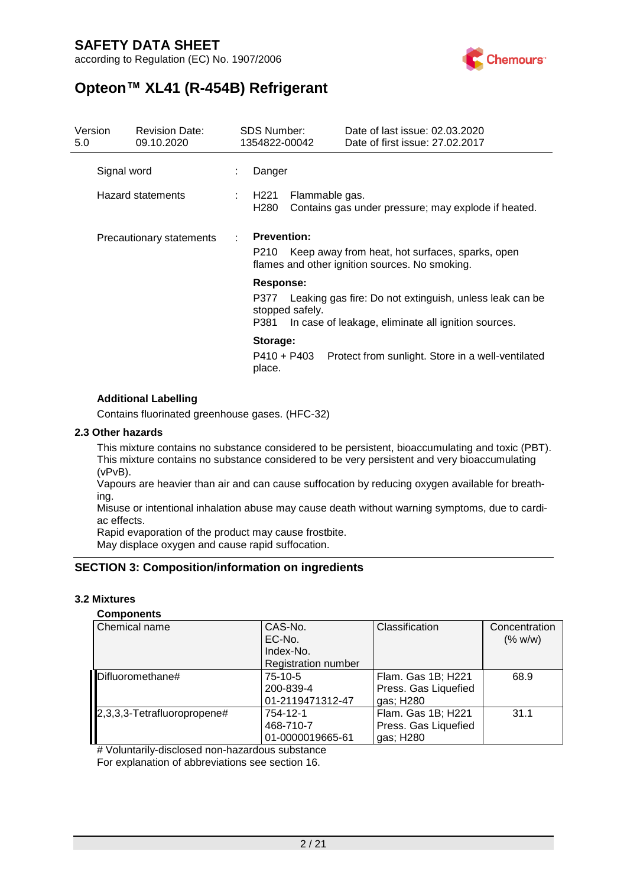| Signal word | : | Danger |
|---|---|---|
| Hazard statements | : | H221 Flammable gas.<br>H280 Contains gas under pressure; may explode if heated. |
| Precautionary statements | : | **Prevention:**<br>P210 Keep away from heat, hot surfaces, sparks, open flames and other ignition sources. No smoking.<br>**Response:**<br>P377 Leaking gas fire: Do not extinguish, unless leak can be stopped safely.<br>P381 In case of leakage, eliminate all ignition sources.<br>**Storage:**<br>P410 + P403 Protect from sunlight. Store in a well-ventilated place. |

**Additional Labelling**

Contains fluorinated greenhouse gases. (HFC-32)

### 2.3 Other hazards

This mixture contains no substance considered to be persistent, bioaccumulating and toxic (PBT).
This mixture contains no substance considered to be very persistent and very bioaccumulating (vPvB).
Vapours are heavier than air and can cause suffocation by reducing oxygen available for breathing.
Misuse or intentional inhalation abuse may cause death without warning symptoms, due to cardiac effects.
Rapid evaporation of the product may cause frostbite.
May displace oxygen and cause rapid suffocation.

## SECTION 3: Composition/information on ingredients

### 3.2 Mixtures

**Components**

| Chemical name | CAS-No.<br>EC-No.<br>Index-No.<br>Registration number | Classification | Concentration (% w/w) |
|---|---|---|---|
| Difluoromethane# | 75-10-5<br>200-839-4<br>01-2119471312-47 | Flam. Gas 1B; H221<br>Press. Gas Liquefied gas; H280 | 68.9 |
| 2,3,3,3-Tetrafluoropropene# | 754-12-1<br>468-710-7<br>01-0000019665-61 | Flam. Gas 1B; H221<br>Press. Gas Liquefied gas; H280 | 31.1 |

# Voluntarily-disclosed non-hazardous substance
For explanation of abbreviations see section 16.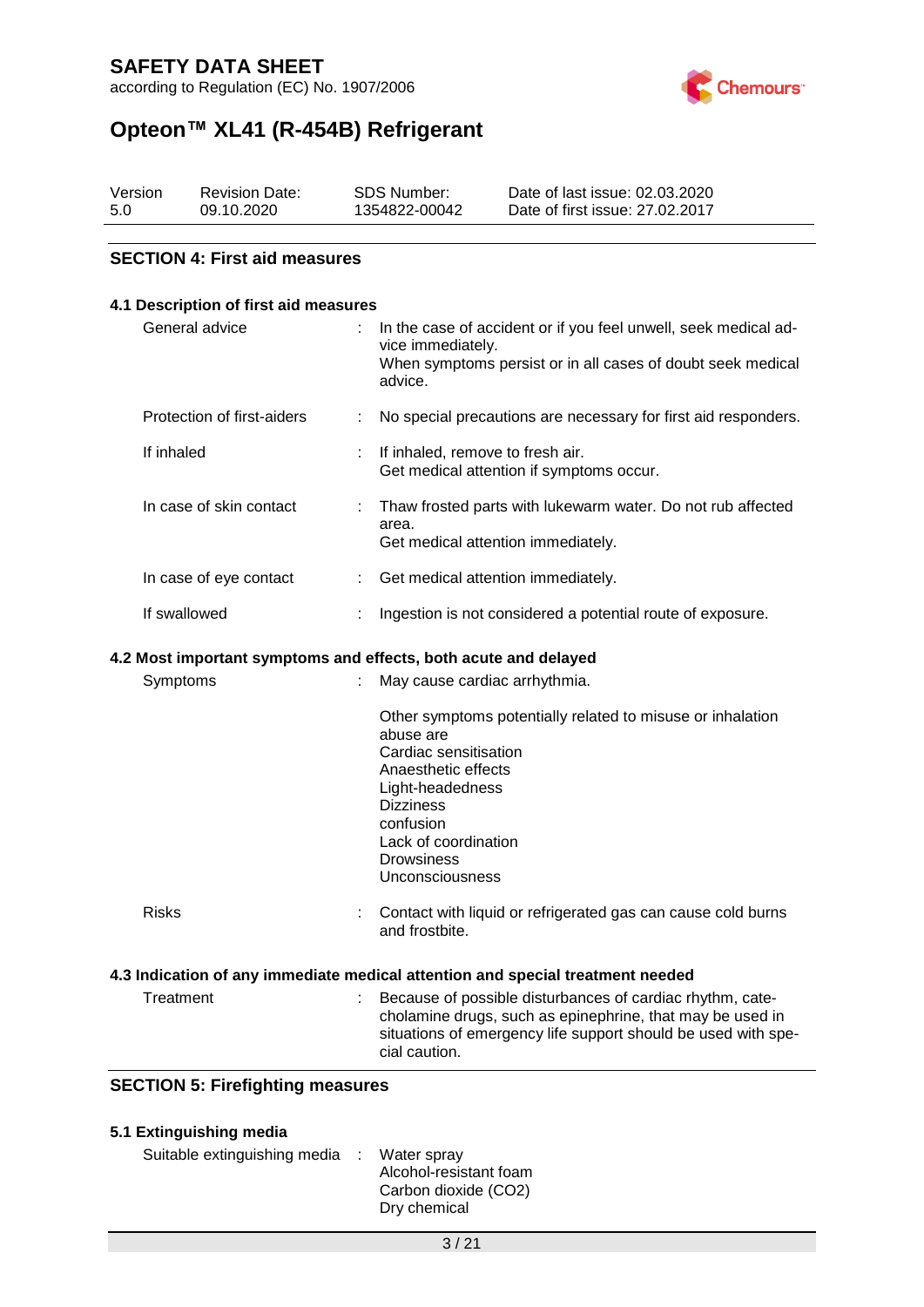## SECTION 4: First aid measures

### 4.1 Description of first aid measures

| | |
|---|---|
| General advice | : In the case of accident or if you feel unwell, seek medical advice immediately.<br>When symptoms persist or in all cases of doubt seek medical advice. |
| Protection of first-aiders | : No special precautions are necessary for first aid responders. |
| If inhaled | : If inhaled, remove to fresh air.<br>Get medical attention if symptoms occur. |
| In case of skin contact | : Thaw frosted parts with lukewarm water. Do not rub affected area.<br>Get medical attention immediately. |
| In case of eye contact | : Get medical attention immediately. |
| If swallowed | : Ingestion is not considered a potential route of exposure. |

### 4.2 Most important symptoms and effects, both acute and delayed

| | |
|---|---|
| Symptoms | : May cause cardiac arrhythmia.<br><br>Other symptoms potentially related to misuse or inhalation abuse are<br>Cardiac sensitisation<br>Anaesthetic effects<br>Light-headedness<br>Dizziness<br>confusion<br>Lack of coordination<br>Drowsiness<br>Unconsciousness |
| Risks | : Contact with liquid or refrigerated gas can cause cold burns and frostbite. |

### 4.3 Indication of any immediate medical attention and special treatment needed

| | |
|---|---|
| Treatment | : Because of possible disturbances of cardiac rhythm, catecholamine drugs, such as epinephrine, that may be used in situations of emergency life support should be used with special caution. |

## SECTION 5: Firefighting measures

### 5.1 Extinguishing media

| | |
|---|---|
| Suitable extinguishing media | : Water spray<br>Alcohol-resistant foam<br>Carbon dioxide ($CO_2$)<br>Dry chemical |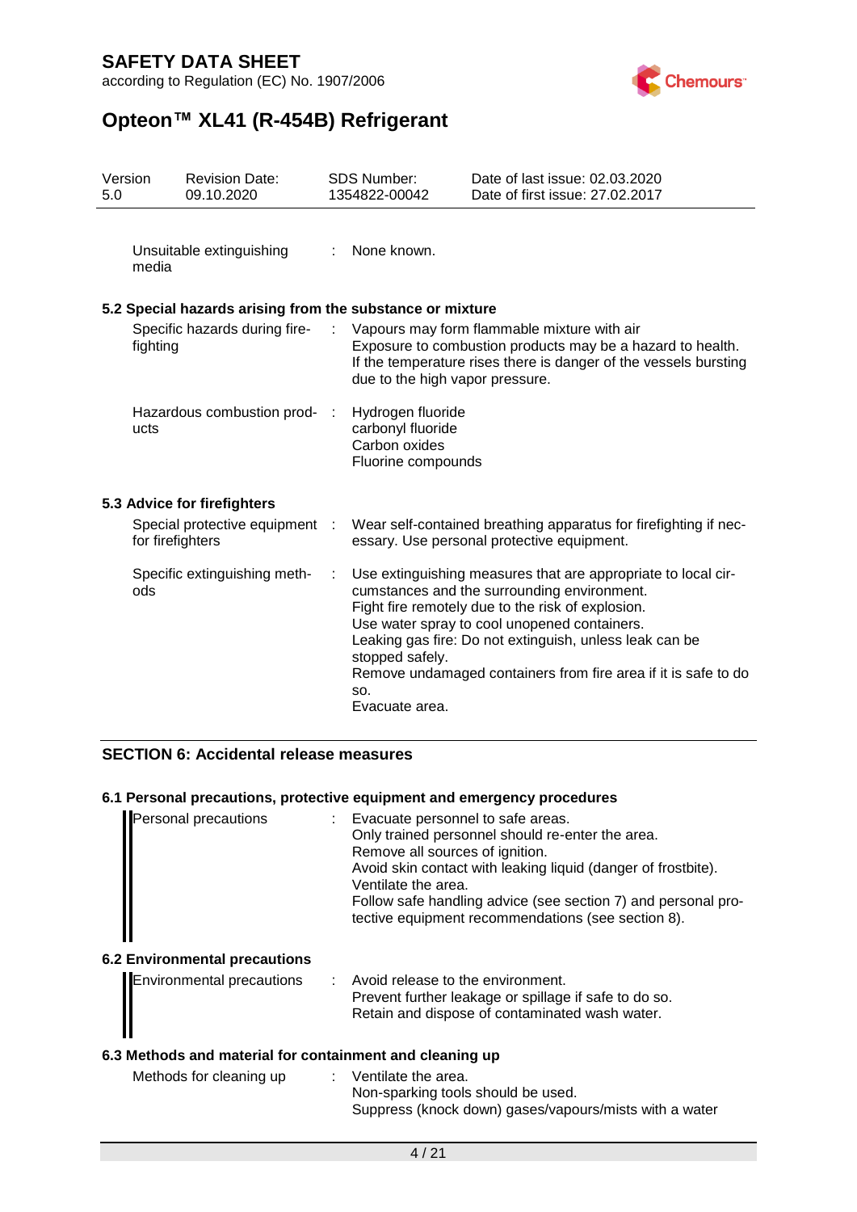| | | |
|---|---|---|
| Unsuitable extinguishing media | : | None known. |

### 5.2 Special hazards arising from the substance or mixture

| | | |
|---|---|---|
| Specific hazards during fire-fighting | : | Vapours may form flammable mixture with air<br>Exposure to combustion products may be a hazard to health.<br>If the temperature rises there is danger of the vessels bursting due to the high vapor pressure. |
| Hazardous combustion products | : | Hydrogen fluoride<br>carbonyl fluoride<br>Carbon oxides<br>Fluorine compounds |

### 5.3 Advice for firefighters

| | | |
|---|---|---|
| Special protective equipment for firefighters | : | Wear self-contained breathing apparatus for firefighting if necessary. Use personal protective equipment. |
| Specific extinguishing methods | : | Use extinguishing measures that are appropriate to local circumstances and the surrounding environment.<br>Fight fire remotely due to the risk of explosion.<br>Use water spray to cool unopened containers.<br>Leaking gas fire: Do not extinguish, unless leak can be stopped safely.<br>Remove undamaged containers from fire area if it is safe to do so.<br>Evacuate area. |

## SECTION 6: Accidental release measures

### 6.1 Personal precautions, protective equipment and emergency procedures

| | | |
|---|---|---|
| Personal precautions | : | Evacuate personnel to safe areas.<br>Only trained personnel should re-enter the area.<br>Remove all sources of ignition.<br>Avoid skin contact with leaking liquid (danger of frostbite).<br>Ventilate the area.<br>Follow safe handling advice (see section 7) and personal protective equipment recommendations (see section 8). |

### 6.2 Environmental precautions

| | | |
|---|---|---|
| Environmental precautions | : | Avoid release to the environment.<br>Prevent further leakage or spillage if safe to do so.<br>Retain and dispose of contaminated wash water. |

### 6.3 Methods and material for containment and cleaning up

| | | |
|---|---|---|
| Methods for cleaning up | : | Ventilate the area.<br>Non-sparking tools should be used.<br>Suppress (knock down) gases/vapours/mists with a water |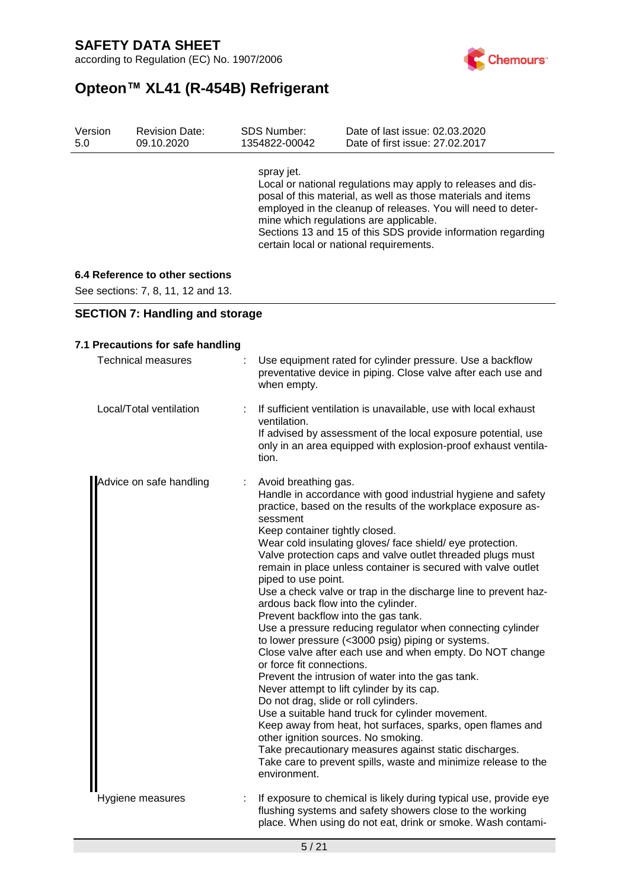| | | | |
|---|---|---|---|
| Version 5.0 | Revision Date: 09.10.2020 | SDS Number: 1354822-00042 | Date of last issue: 02.03.2020 Date of first issue: 27.02.2017 |

spray jet.
Local or national regulations may apply to releases and disposal of this material, as well as those materials and items employed in the cleanup of releases. You will need to determine which regulations are applicable.
Sections 13 and 15 of this SDS provide information regarding certain local or national requirements.

### 6.4 Reference to other sections

See sections: 7, 8, 11, 12 and 13.

## SECTION 7: Handling and storage

### 7.1 Precautions for safe handling

Technical measures : Use equipment rated for cylinder pressure. Use a backflow preventative device in piping. Close valve after each use and when empty.

Local/Total ventilation : If sufficient ventilation is unavailable, use with local exhaust ventilation.
If advised by assessment of the local exposure potential, use only in an area equipped with explosion-proof exhaust ventilation.

Advice on safe handling : Avoid breathing gas.
Handle in accordance with good industrial hygiene and safety practice, based on the results of the workplace exposure assessment
Keep container tightly closed.
Wear cold insulating gloves/ face shield/ eye protection.
Valve protection caps and valve outlet threaded plugs must remain in place unless container is secured with valve outlet piped to use point.
Use a check valve or trap in the discharge line to prevent hazardous back flow into the cylinder.
Prevent backflow into the gas tank.
Use a pressure reducing regulator when connecting cylinder to lower pressure (<3000 psig) piping or systems.
Close valve after each use and when empty. Do NOT change or force fit connections.
Prevent the intrusion of water into the gas tank.
Never attempt to lift cylinder by its cap.
Do not drag, slide or roll cylinders.
Use a suitable hand truck for cylinder movement.
Keep away from heat, hot surfaces, sparks, open flames and other ignition sources. No smoking.
Take precautionary measures against static discharges.
Take care to prevent spills, waste and minimize release to the environment.

Hygiene measures : If exposure to chemical is likely during typical use, provide eye flushing systems and safety showers close to the working place. When using do not eat, drink or smoke. Wash contami-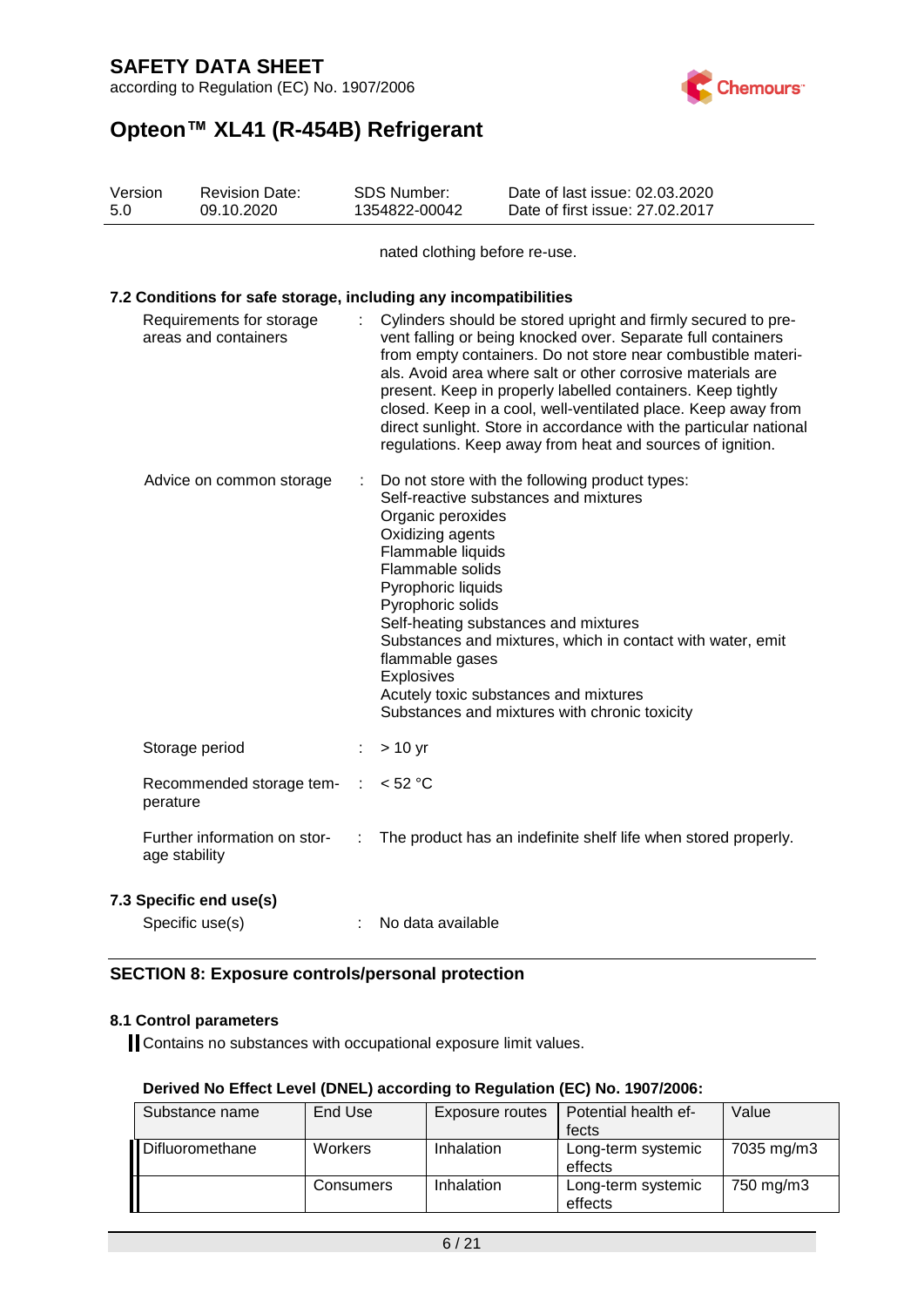nated clothing before re-use.

### 7.2 Conditions for safe storage, including any incompatibilities

Requirements for storage areas and containers : Cylinders should be stored upright and firmly secured to prevent falling or being knocked over. Separate full containers from empty containers. Do not store near combustible materials. Avoid area where salt or other corrosive materials are present. Keep in properly labelled containers. Keep tightly closed. Keep in a cool, well-ventilated place. Keep away from direct sunlight. Store in accordance with the particular national regulations. Keep away from heat and sources of ignition.

Advice on common storage : Do not store with the following product types:
Self-reactive substances and mixtures
Organic peroxides
Oxidizing agents
Flammable liquids
Flammable solids
Pyrophoric liquids
Pyrophoric solids
Self-heating substances and mixtures
Substances and mixtures, which in contact with water, emit flammable gases
Explosives
Acutely toxic substances and mixtures
Substances and mixtures with chronic toxicity

Storage period : > 10 yr

Recommended storage temperature : < 52 °C

Further information on storage stability : The product has an indefinite shelf life when stored properly.

### 7.3 Specific end use(s)

Specific use(s) : No data available

## SECTION 8: Exposure controls/personal protection

### 8.1 Control parameters

Contains no substances with occupational exposure limit values.

**Derived No Effect Level (DNEL) according to Regulation (EC) No. 1907/2006:**

| Substance name | End Use | Exposure routes | Potential health effects | Value |
|---|---|---|---|---|
| Difluoromethane | Workers | Inhalation | Long-term systemic effects | 7035 mg/m3 |
| | Consumers | Inhalation | Long-term systemic effects | 750 mg/m3 |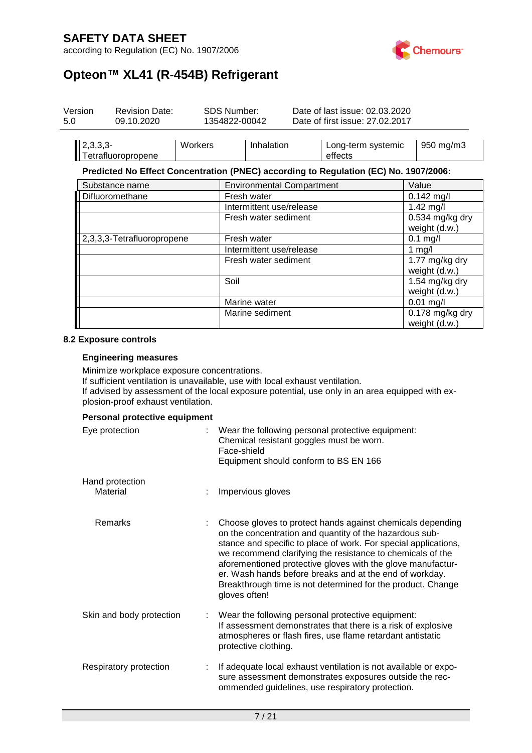| 2,3,3,3-Tetrafluoropropene | Workers | Inhalation | Long-term systemic effects | 950 mg/m3 |
|---|---|---|---|---|

**Predicted No Effect Concentration (PNEC) according to Regulation (EC) No. 1907/2006:**

| Substance name | Environmental Compartment | Value |
|---|---|---|
| Difluoromethane | Fresh water | 0.142 mg/l |
| | Intermittent use/release | 1.42 mg/l |
| | Fresh water sediment | 0.534 mg/kg dry weight (d.w.) |
| 2,3,3,3-Tetrafluoropropene | Fresh water | 0.1 mg/l |
| | Intermittent use/release | 1 mg/l |
| | Fresh water sediment | 1.77 mg/kg dry weight (d.w.) |
| | Soil | 1.54 mg/kg dry weight (d.w.) |
| | Marine water | 0.01 mg/l |
| | Marine sediment | 0.178 mg/kg dry weight (d.w.) |

### 8.2 Exposure controls

**Engineering measures**

Minimize workplace exposure concentrations.
If sufficient ventilation is unavailable, use with local exhaust ventilation.
If advised by assessment of the local exposure potential, use only in an area equipped with explosion-proof exhaust ventilation.

**Personal protective equipment**

Eye protection : Wear the following personal protective equipment:
Chemical resistant goggles must be worn.
Face-shield
Equipment should conform to BS EN 166

Hand protection
Material : Impervious gloves

Remarks : Choose gloves to protect hands against chemicals depending on the concentration and quantity of the hazardous substance and specific to place of work. For special applications, we recommend clarifying the resistance to chemicals of the aforementioned protective gloves with the glove manufacturer. Wash hands before breaks and at the end of workday. Breakthrough time is not determined for the product. Change gloves often!

Skin and body protection : Wear the following personal protective equipment:
If assessment demonstrates that there is a risk of explosive atmospheres or flash fires, use flame retardant antistatic protective clothing.

Respiratory protection : If adequate local exhaust ventilation is not available or exposure assessment demonstrates exposures outside the recommended guidelines, use respiratory protection.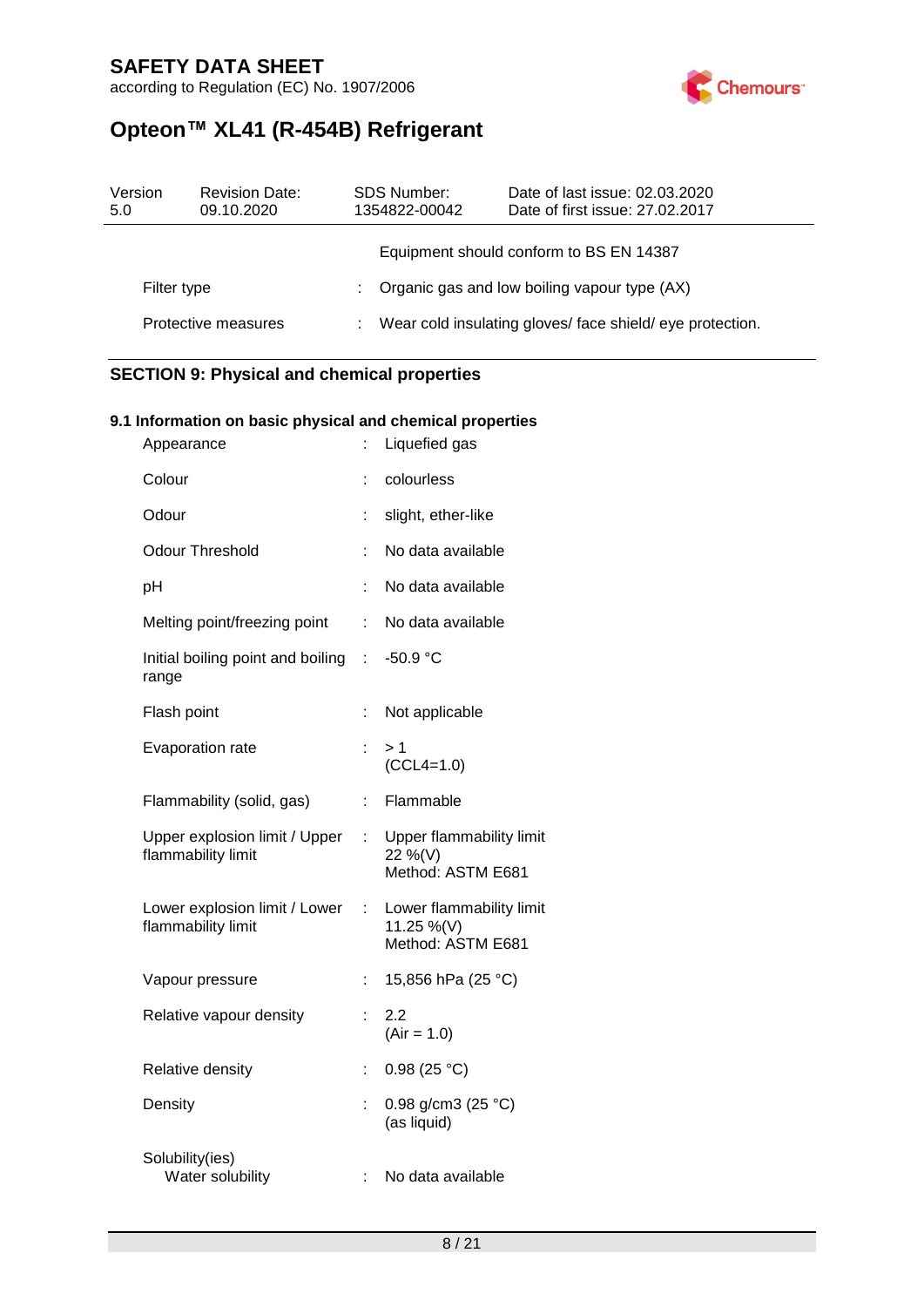|  |  |  |
|---|---|---|
|  |  | Equipment should conform to BS EN 14387 |
| Filter type | : | Organic gas and low boiling vapour type (AX) |
| Protective measures | : | Wear cold insulating gloves/ face shield/ eye protection. |

## SECTION 9: Physical and chemical properties

### 9.1 Information on basic physical and chemical properties

|  |  |  |
|---|---|---|
| Appearance | : | Liquefied gas |
| Colour | : | colourless |
| Odour | : | slight, ether-like |
| Odour Threshold | : | No data available |
| pH | : | No data available |
| Melting point/freezing point | : | No data available |
| Initial boiling point and boiling range | : | -50.9 °C |
| Flash point | : | Not applicable |
| Evaporation rate | : | > 1<br>(CCL4=1.0) |
| Flammability (solid, gas) | : | Flammable |
| Upper explosion limit / Upper flammability limit | : | Upper flammability limit<br>22 %(V)<br>Method: ASTM E681 |
| Lower explosion limit / Lower flammability limit | : | Lower flammability limit<br>11.25 %(V)<br>Method: ASTM E681 |
| Vapour pressure | : | 15,856 hPa (25 °C) |
| Relative vapour density | : | 2.2<br>(Air = 1.0) |
| Relative density | : | 0.98 (25 °C) |
| Density | : | 0.98 g/cm3 (25 °C)<br>(as liquid) |
| Solubility(ies)<br>Water solubility | : | No data available |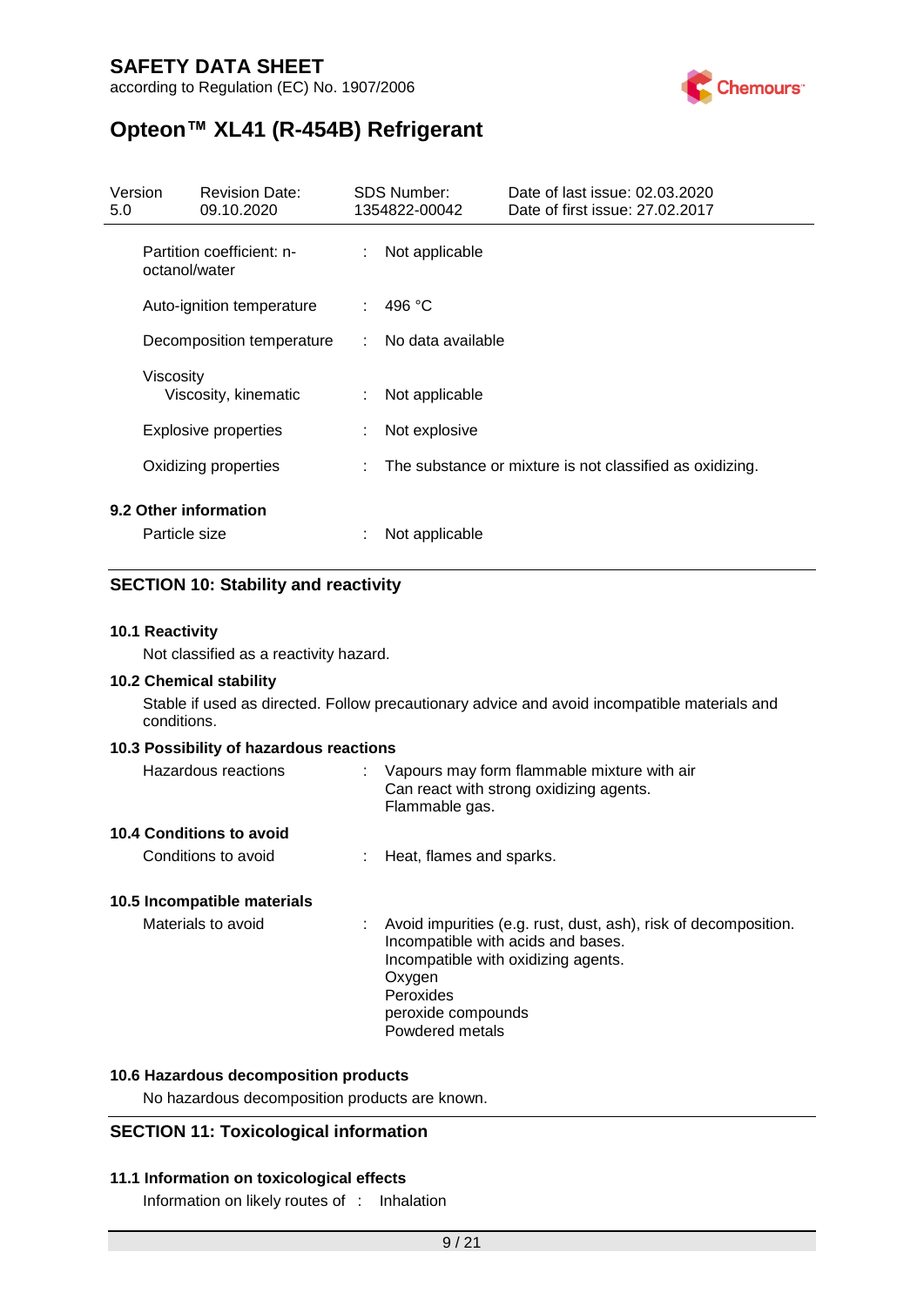| | | |
|---|---|---|
| Partition coefficient: n-octanol/water | : | Not applicable |
| Auto-ignition temperature | : | 496 °C |
| Decomposition temperature | : | No data available |
| Viscosity<br>Viscosity, kinematic | : | Not applicable |
| Explosive properties | : | Not explosive |
| Oxidizing properties | : | The substance or mixture is not classified as oxidizing. |

**9.2 Other information**

| | | |
|---|---|---|
| Particle size | : | Not applicable |

## SECTION 10: Stability and reactivity

**10.1 Reactivity**

Not classified as a reactivity hazard.

**10.2 Chemical stability**

Stable if used as directed. Follow precautionary advice and avoid incompatible materials and conditions.

**10.3 Possibility of hazardous reactions**

| | | |
|---|---|---|
| Hazardous reactions | : | Vapours may form flammable mixture with air<br>Can react with strong oxidizing agents.<br>Flammable gas. |

**10.4 Conditions to avoid**

| | | |
|---|---|---|
| Conditions to avoid | : | Heat, flames and sparks. |

**10.5 Incompatible materials**

| | | |
|---|---|---|
| Materials to avoid | : | Avoid impurities (e.g. rust, dust, ash), risk of decomposition.<br>Incompatible with acids and bases.<br>Incompatible with oxidizing agents.<br>Oxygen<br>Peroxides<br>peroxide compounds<br>Powdered metals |

**10.6 Hazardous decomposition products**

No hazardous decomposition products are known.

## SECTION 11: Toxicological information

**11.1 Information on toxicological effects**

| | | |
|---|---|---|
| Information on likely routes of | : | Inhalation |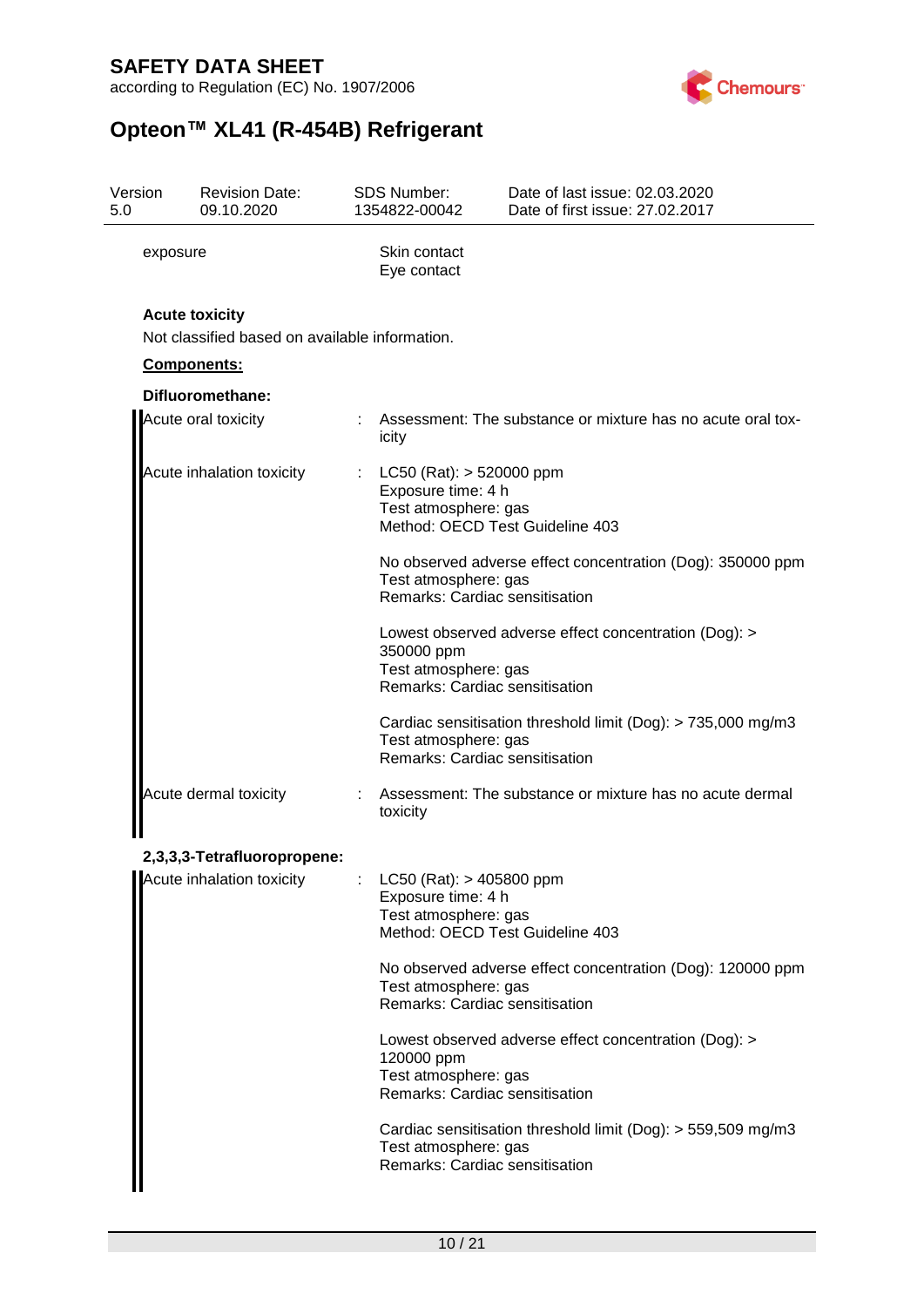| | |
|---|---|
| exposure | Skin contact<br>Eye contact |

**Acute toxicity**

Not classified based on available information.

**Components:**

**Difluoromethane:**

| | | |
|---|---|---|
| Acute oral toxicity | : | Assessment: The substance or mixture has no acute oral toxicity |
| Acute inhalation toxicity | : | LC50 (Rat): > 520000 ppm<br>Exposure time: 4 h<br>Test atmosphere: gas<br>Method: OECD Test Guideline 403 |
| | | No observed adverse effect concentration (Dog): 350000 ppm<br>Test atmosphere: gas<br>Remarks: Cardiac sensitisation |
| | | Lowest observed adverse effect concentration (Dog): > 350000 ppm<br>Test atmosphere: gas<br>Remarks: Cardiac sensitisation |
| | | Cardiac sensitisation threshold limit (Dog): > 735,000 mg/m3<br>Test atmosphere: gas<br>Remarks: Cardiac sensitisation |
| Acute dermal toxicity | : | Assessment: The substance or mixture has no acute dermal toxicity |

**2,3,3,3-Tetrafluoropropene:**

| | | |
|---|---|---|
| Acute inhalation toxicity | : | LC50 (Rat): > 405800 ppm<br>Exposure time: 4 h<br>Test atmosphere: gas<br>Method: OECD Test Guideline 403 |
| | | No observed adverse effect concentration (Dog): 120000 ppm<br>Test atmosphere: gas<br>Remarks: Cardiac sensitisation |
| | | Lowest observed adverse effect concentration (Dog): > 120000 ppm<br>Test atmosphere: gas<br>Remarks: Cardiac sensitisation |
| | | Cardiac sensitisation threshold limit (Dog): > 559,509 mg/m3<br>Test atmosphere: gas<br>Remarks: Cardiac sensitisation |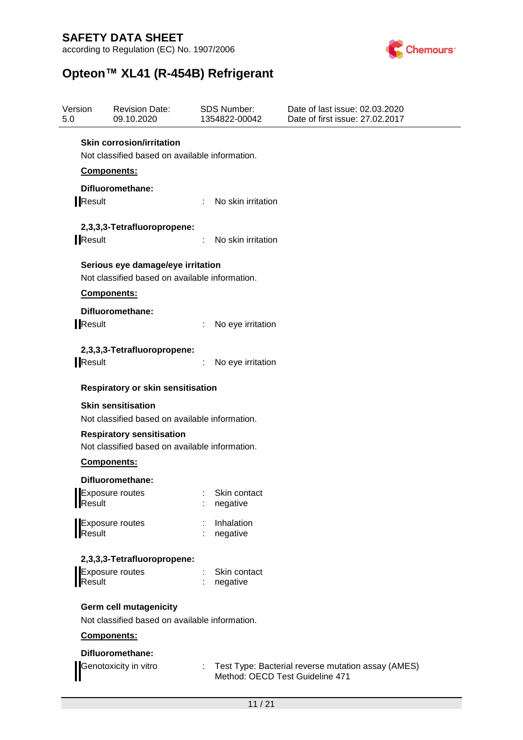**Skin corrosion/irritation**

Not classified based on available information.

**Components:**

**Difluoromethane:**

Result : No skin irritation

**2,3,3,3-Tetrafluoropropene:**

Result : No skin irritation

**Serious eye damage/eye irritation**

Not classified based on available information.

**Components:**

**Difluoromethane:**

Result : No eye irritation

**2,3,3,3-Tetrafluoropropene:**

Result : No eye irritation

**Respiratory or skin sensitisation**

**Skin sensitisation**

Not classified based on available information.

**Respiratory sensitisation**

Not classified based on available information.

**Components:**

**Difluoromethane:**

Exposure routes : Skin contact
Result : negative

Exposure routes : Inhalation
Result : negative

**2,3,3,3-Tetrafluoropropene:**

Exposure routes : Skin contact
Result : negative

**Germ cell mutagenicity**

Not classified based on available information.

**Components:**

**Difluoromethane:**

Genotoxicity in vitro : Test Type: Bacterial reverse mutation assay (AMES)
Method: OECD Test Guideline 471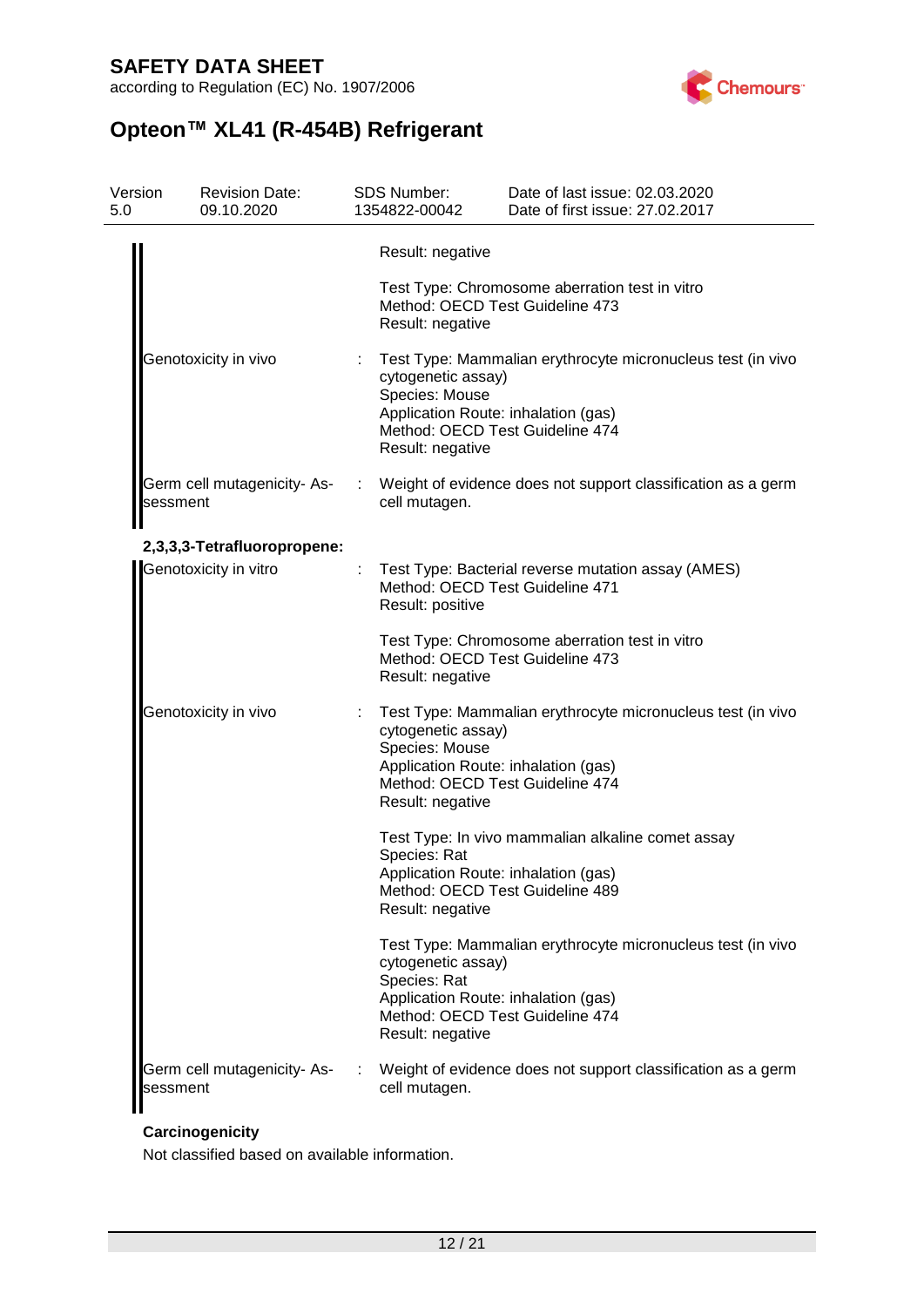Result: negative

| | | |
|---|---|---|
| | | Test Type: Chromosome aberration test in vitro<br>Method: OECD Test Guideline 473<br>Result: negative |
| Genotoxicity in vivo | : | Test Type: Mammalian erythrocyte micronucleus test (in vivo cytogenetic assay)<br>Species: Mouse<br>Application Route: inhalation (gas)<br>Method: OECD Test Guideline 474<br>Result: negative |
| Germ cell mutagenicity- Assessment | : | Weight of evidence does not support classification as a germ cell mutagen. |

**2,3,3,3-Tetrafluoropropene:**

| | | |
|---|---|---|
| Genotoxicity in vitro | : | Test Type: Bacterial reverse mutation assay (AMES)<br>Method: OECD Test Guideline 471<br>Result: positive |
| | | Test Type: Chromosome aberration test in vitro<br>Method: OECD Test Guideline 473<br>Result: negative |
| Genotoxicity in vivo | : | Test Type: Mammalian erythrocyte micronucleus test (in vivo cytogenetic assay)<br>Species: Mouse<br>Application Route: inhalation (gas)<br>Method: OECD Test Guideline 474<br>Result: negative |
| | | Test Type: In vivo mammalian alkaline comet assay<br>Species: Rat<br>Application Route: inhalation (gas)<br>Method: OECD Test Guideline 489<br>Result: negative |
| | | Test Type: Mammalian erythrocyte micronucleus test (in vivo cytogenetic assay)<br>Species: Rat<br>Application Route: inhalation (gas)<br>Method: OECD Test Guideline 474<br>Result: negative |
| Germ cell mutagenicity- Assessment | : | Weight of evidence does not support classification as a germ cell mutagen. |

**Carcinogenicity**

Not classified based on available information.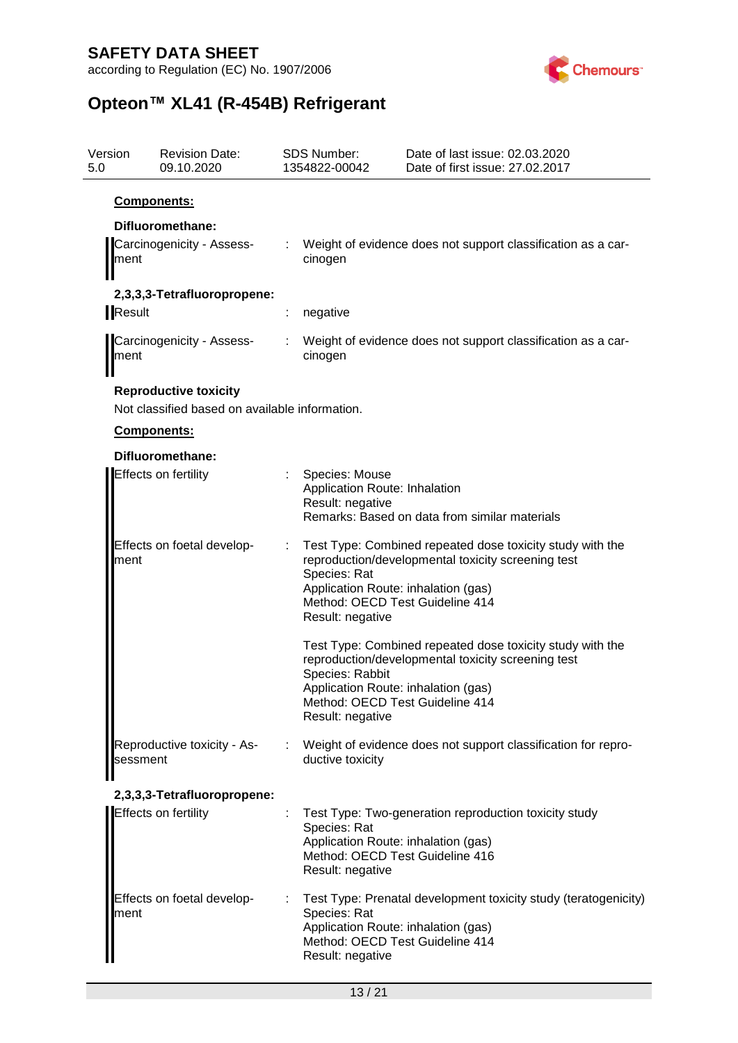**Components:**

**Difluoromethane:**

| | | |
|---|---|---|
| Carcinogenicity - Assessment | : | Weight of evidence does not support classification as a carcinogen |

**2,3,3,3-Tetrafluoropropene:**

| | | |
|---|---|---|
| Result | : | negative |
| Carcinogenicity - Assessment | : | Weight of evidence does not support classification as a carcinogen |

**Reproductive toxicity**

Not classified based on available information.

**Components:**

**Difluoromethane:**

| | | |
|---|---|---|
| Effects on fertility | : | Species: Mouse<br>Application Route: Inhalation<br>Result: negative<br>Remarks: Based on data from similar materials |
| Effects on foetal development | : | Test Type: Combined repeated dose toxicity study with the reproduction/developmental toxicity screening test<br>Species: Rat<br>Application Route: inhalation (gas)<br>Method: OECD Test Guideline 414<br>Result: negative<br><br>Test Type: Combined repeated dose toxicity study with the reproduction/developmental toxicity screening test<br>Species: Rabbit<br>Application Route: inhalation (gas)<br>Method: OECD Test Guideline 414<br>Result: negative |
| Reproductive toxicity - Assessment | : | Weight of evidence does not support classification for reproductive toxicity |

**2,3,3,3-Tetrafluoropropene:**

| | | |
|---|---|---|
| Effects on fertility | : | Test Type: Two-generation reproduction toxicity study<br>Species: Rat<br>Application Route: inhalation (gas)<br>Method: OECD Test Guideline 416<br>Result: negative |
| Effects on foetal development | : | Test Type: Prenatal development toxicity study (teratogenicity)<br>Species: Rat<br>Application Route: inhalation (gas)<br>Method: OECD Test Guideline 414<br>Result: negative |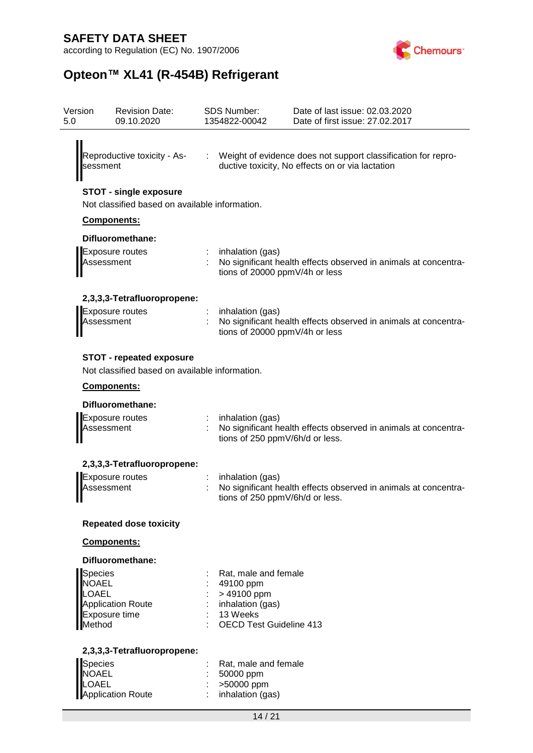| | | |
|---|---|---|
| Reproductive toxicity - Assessment | : | Weight of evidence does not support classification for reproductive toxicity, No effects on or via lactation |

**STOT - single exposure**

Not classified based on available information.

**Components:**

**Difluoromethane:**

| | | |
|---|---|---|
| Exposure routes | : | inhalation (gas) |
| Assessment | : | No significant health effects observed in animals at concentrations of 20000 ppmV/4h or less |

**2,3,3,3-Tetrafluoropropene:**

| | | |
|---|---|---|
| Exposure routes | : | inhalation (gas) |
| Assessment | : | No significant health effects observed in animals at concentrations of 20000 ppmV/4h or less |

**STOT - repeated exposure**

Not classified based on available information.

**Components:**

**Difluoromethane:**

| | | |
|---|---|---|
| Exposure routes | : | inhalation (gas) |
| Assessment | : | No significant health effects observed in animals at concentrations of 250 ppmV/6h/d or less. |

**2,3,3,3-Tetrafluoropropene:**

| | | |
|---|---|---|
| Exposure routes | : | inhalation (gas) |
| Assessment | : | No significant health effects observed in animals at concentrations of 250 ppmV/6h/d or less. |

**Repeated dose toxicity**

**Components:**

**Difluoromethane:**

| | | |
|---|---|---|
| Species | : | Rat, male and female |
| NOAEL | : | 49100 ppm |
| LOAEL | : | > 49100 ppm |
| Application Route | : | inhalation (gas) |
| Exposure time | : | 13 Weeks |
| Method | : | OECD Test Guideline 413 |

**2,3,3,3-Tetrafluoropropene:**

| | | |
|---|---|---|
| Species | : | Rat, male and female |
| NOAEL | : | 50000 ppm |
| LOAEL | : | >50000 ppm |
| Application Route | : | inhalation (gas) |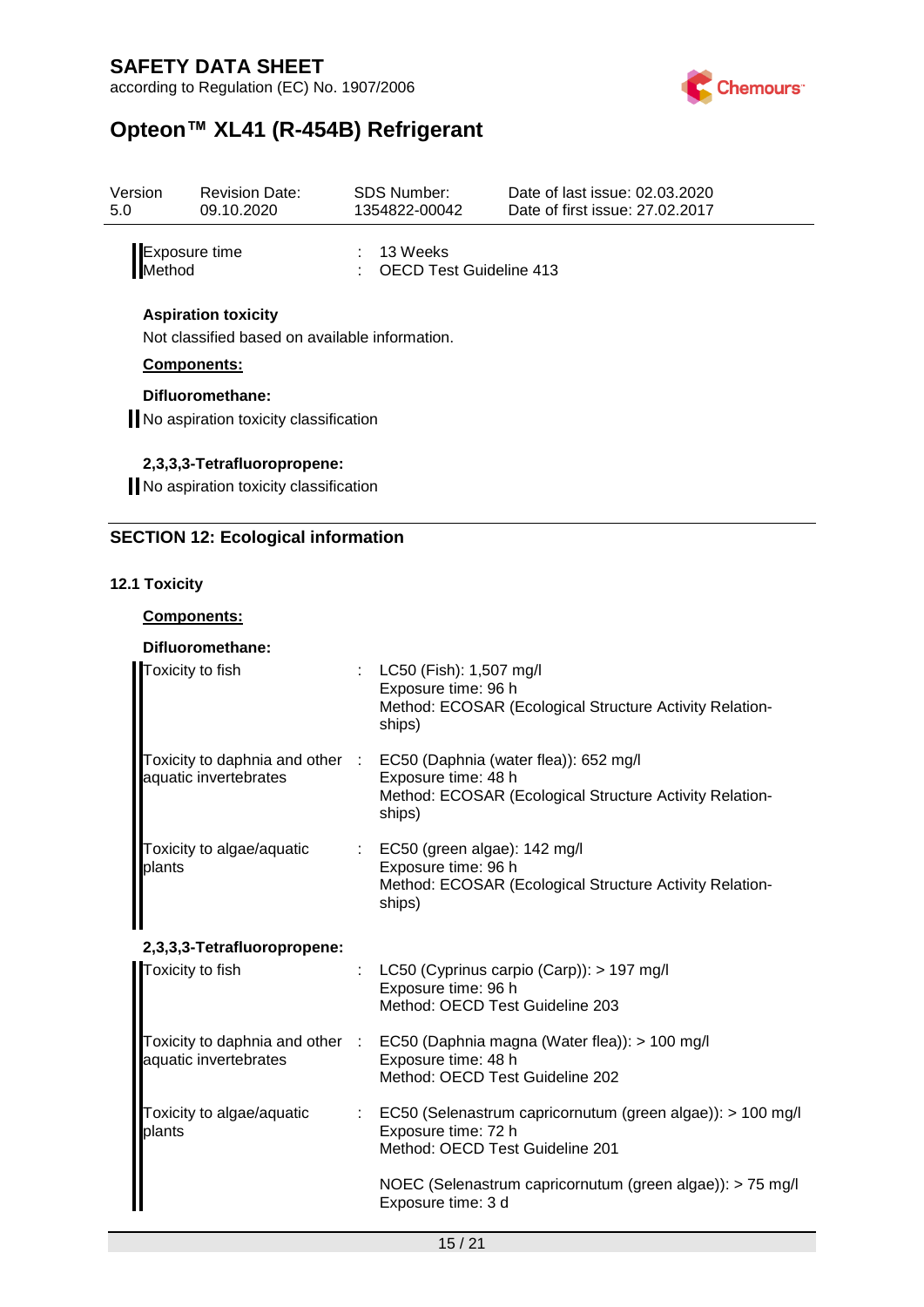| | | |
|---|---|---|
| Exposure time | : | 13 Weeks |
| Method | : | OECD Test Guideline 413 |

**Aspiration toxicity**

Not classified based on available information.

**Components:**

**Difluoromethane:**

No aspiration toxicity classification

**2,3,3,3-Tetrafluoropropene:**

No aspiration toxicity classification

## SECTION 12: Ecological information

### 12.1 Toxicity

**Components:**

**Difluoromethane:**

| | | |
|---|---|---|
| Toxicity to fish | : | LC50 (Fish): 1,507 mg/l<br>Exposure time: 96 h<br>Method: ECOSAR (Ecological Structure Activity Relationships) |
| Toxicity to daphnia and other aquatic invertebrates | : | EC50 (Daphnia (water flea)): 652 mg/l<br>Exposure time: 48 h<br>Method: ECOSAR (Ecological Structure Activity Relationships) |
| Toxicity to algae/aquatic plants | : | EC50 (green algae): 142 mg/l<br>Exposure time: 96 h<br>Method: ECOSAR (Ecological Structure Activity Relationships) |

**2,3,3,3-Tetrafluoropropene:**

| | | |
|---|---|---|
| Toxicity to fish | : | LC50 (Cyprinus carpio (Carp)): > 197 mg/l<br>Exposure time: 96 h<br>Method: OECD Test Guideline 203 |
| Toxicity to daphnia and other aquatic invertebrates | : | EC50 (Daphnia magna (Water flea)): > 100 mg/l<br>Exposure time: 48 h<br>Method: OECD Test Guideline 202 |
| Toxicity to algae/aquatic plants | : | EC50 (Selenastrum capricornutum (green algae)): > 100 mg/l<br>Exposure time: 72 h<br>Method: OECD Test Guideline 201<br><br>NOEC (Selenastrum capricornutum (green algae)): > 75 mg/l<br>Exposure time: 3 d |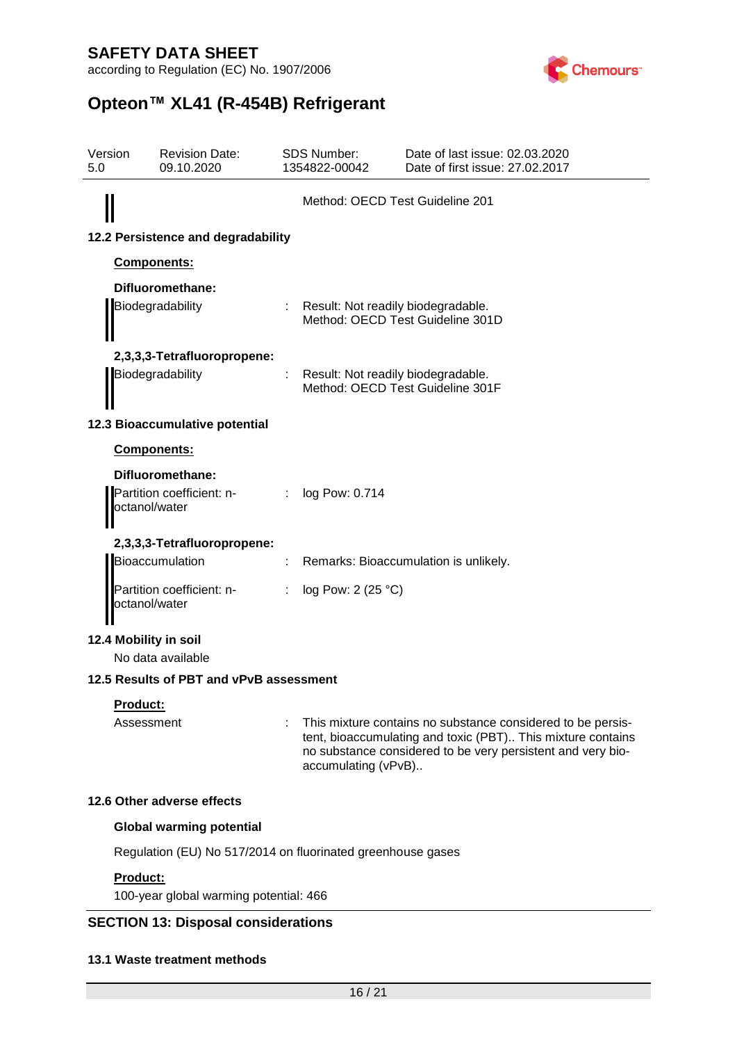Method: OECD Test Guideline 201

### 12.2 Persistence and degradability

**Components:**

**Difluoromethane:**

Biodegradability : Result: Not readily biodegradable.
Method: OECD Test Guideline 301D

**2,3,3,3-Tetrafluoropropene:**

Biodegradability : Result: Not readily biodegradable.
Method: OECD Test Guideline 301F

### 12.3 Bioaccumulative potential

**Components:**

**Difluoromethane:**

Partition coefficient: n-octanol/water : log Pow: 0.714

**2,3,3,3-Tetrafluoropropene:**

Bioaccumulation : Remarks: Bioaccumulation is unlikely.

Partition coefficient: n-octanol/water : log Pow: 2 (25 °C)

### 12.4 Mobility in soil

No data available

### 12.5 Results of PBT and vPvB assessment

**Product:**

Assessment : This mixture contains no substance considered to be persistent, bioaccumulating and toxic (PBT).. This mixture contains no substance considered to be very persistent and very bioaccumulating (vPvB)..

### 12.6 Other adverse effects

**Global warming potential**

Regulation (EU) No 517/2014 on fluorinated greenhouse gases

**Product:**

100-year global warming potential: 466

## SECTION 13: Disposal considerations

### 13.1 Waste treatment methods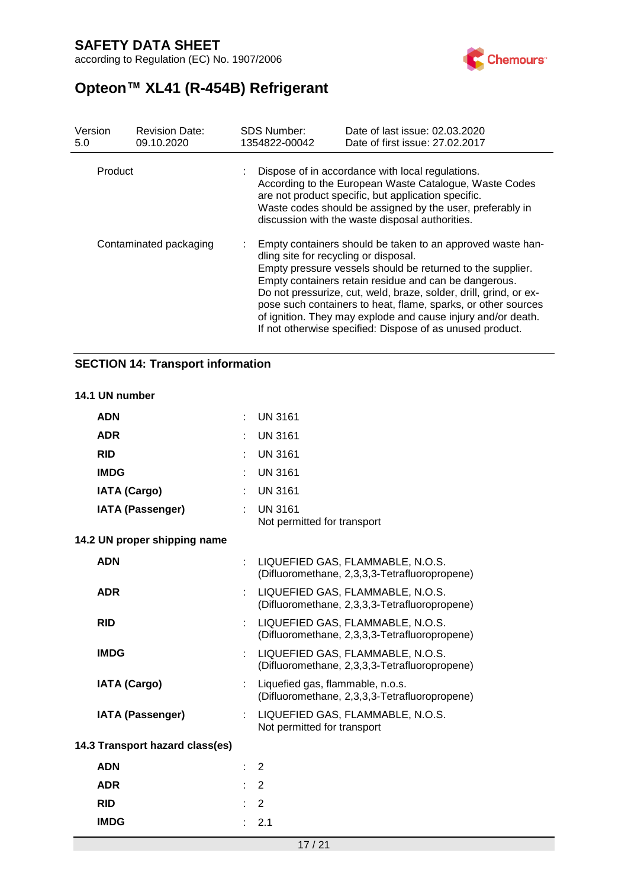| Version 5.0 | Revision Date: 09.10.2020 | SDS Number: 1354822-00042 | Date of last issue: 02.03.2020 Date of first issue: 27.02.2017 |
|---|---|---|---|

Product : Dispose of in accordance with local regulations. According to the European Waste Catalogue, Waste Codes are not product specific, but application specific. Waste codes should be assigned by the user, preferably in discussion with the waste disposal authorities.

Contaminated packaging : Empty containers should be taken to an approved waste handling site for recycling or disposal. Empty pressure vessels should be returned to the supplier. Empty containers retain residue and can be dangerous. Do not pressurize, cut, weld, braze, solder, drill, grind, or expose such containers to heat, flame, sparks, or other sources of ignition. They may explode and cause injury and/or death. If not otherwise specified: Dispose of as unused product.

## SECTION 14: Transport information

### 14.1 UN number

**ADN** : UN 3161

**ADR** : UN 3161

**RID** : UN 3161

**IMDG** : UN 3161

**IATA (Cargo)** : UN 3161

**IATA (Passenger)** : UN 3161
Not permitted for transport

### 14.2 UN proper shipping name

**ADN** : LIQUEFIED GAS, FLAMMABLE, N.O.S. (Difluoromethane, 2,3,3,3-Tetrafluoropropene)

**ADR** : LIQUEFIED GAS, FLAMMABLE, N.O.S. (Difluoromethane, 2,3,3,3-Tetrafluoropropene)

**RID** : LIQUEFIED GAS, FLAMMABLE, N.O.S. (Difluoromethane, 2,3,3,3-Tetrafluoropropene)

**IMDG** : LIQUEFIED GAS, FLAMMABLE, N.O.S. (Difluoromethane, 2,3,3,3-Tetrafluoropropene)

**IATA (Cargo)** : Liquefied gas, flammable, n.o.s. (Difluoromethane, 2,3,3,3-Tetrafluoropropene)

**IATA (Passenger)** : LIQUEFIED GAS, FLAMMABLE, N.O.S.
Not permitted for transport

### 14.3 Transport hazard class(es)

**ADN** : 2

**ADR** : 2

**RID** : 2

**IMDG** : 2.1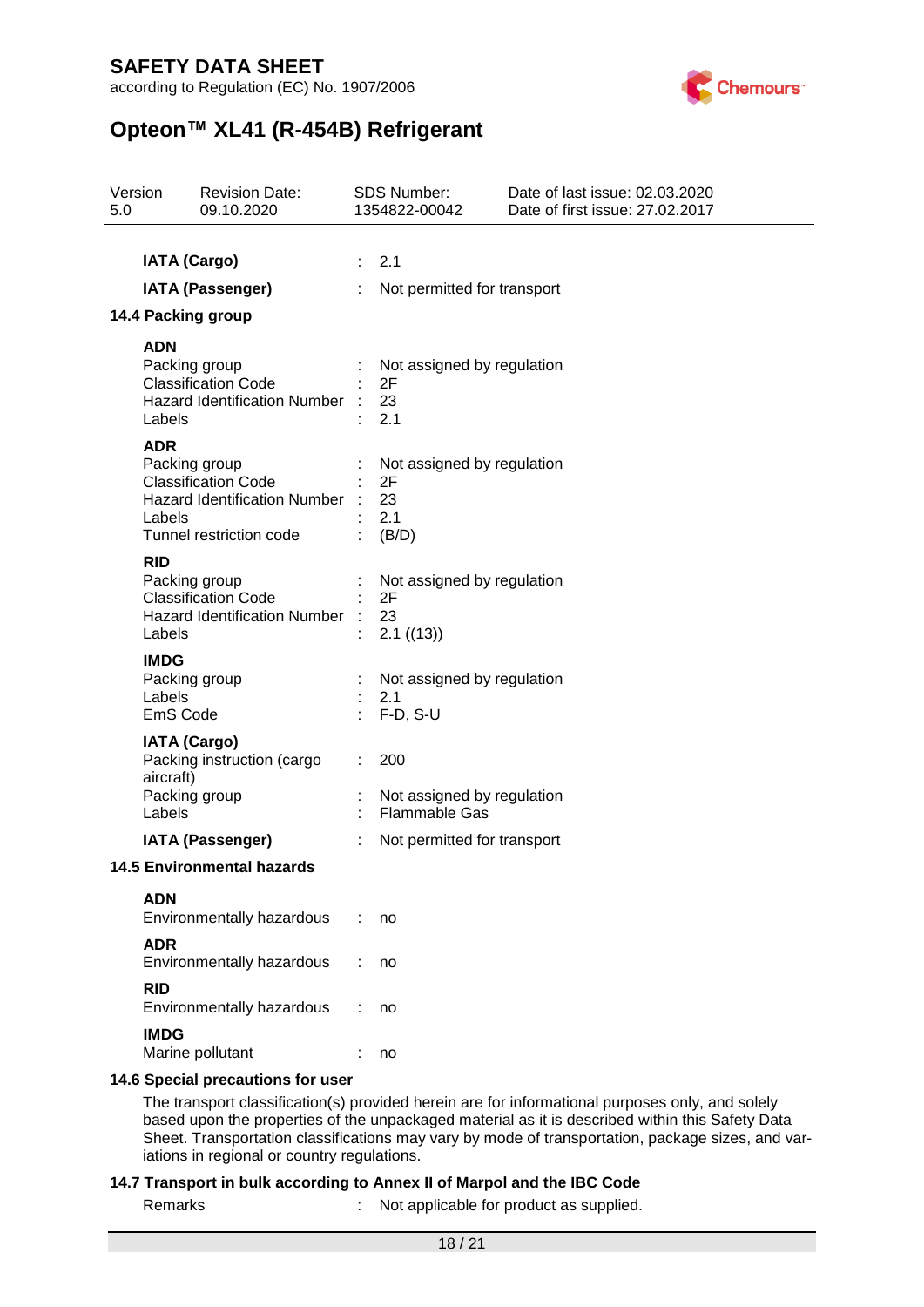**IATA (Cargo)** : 2.1

**IATA (Passenger)** : Not permitted for transport

### 14.4 Packing group

**ADN**

| | | |
|---|---|---|
| Packing group | : | Not assigned by regulation |
| Classification Code | : | 2F |
| Hazard Identification Number | : | 23 |
| Labels | : | 2.1 |

**ADR**

| | | |
|---|---|---|
| Packing group | : | Not assigned by regulation |
| Classification Code | : | 2F |
| Hazard Identification Number | : | 23 |
| Labels | : | 2.1 |
| Tunnel restriction code | : | (B/D) |

**RID**

| | | |
|---|---|---|
| Packing group | : | Not assigned by regulation |
| Classification Code | : | 2F |
| Hazard Identification Number | : | 23 |
| Labels | : | 2.1 ((13)) |

**IMDG**

| | | |
|---|---|---|
| Packing group | : | Not assigned by regulation |
| Labels | : | 2.1 |
| EmS Code | : | F-D, S-U |

**IATA (Cargo)**

| | | |
|---|---|---|
| Packing instruction (cargo aircraft) | : | 200 |
| Packing group | : | Not assigned by regulation |
| Labels | : | Flammable Gas |

**IATA (Passenger)** : Not permitted for transport

### 14.5 Environmental hazards

**ADN**

Environmentally hazardous : no

**ADR**

Environmentally hazardous : no

**RID**

Environmentally hazardous : no

**IMDG**

Marine pollutant : no

### 14.6 Special precautions for user

The transport classification(s) provided herein are for informational purposes only, and solely based upon the properties of the unpackaged material as it is described within this Safety Data Sheet. Transportation classifications may vary by mode of transportation, package sizes, and variations in regional or country regulations.

### 14.7 Transport in bulk according to Annex II of Marpol and the IBC Code

Remarks : Not applicable for product as supplied.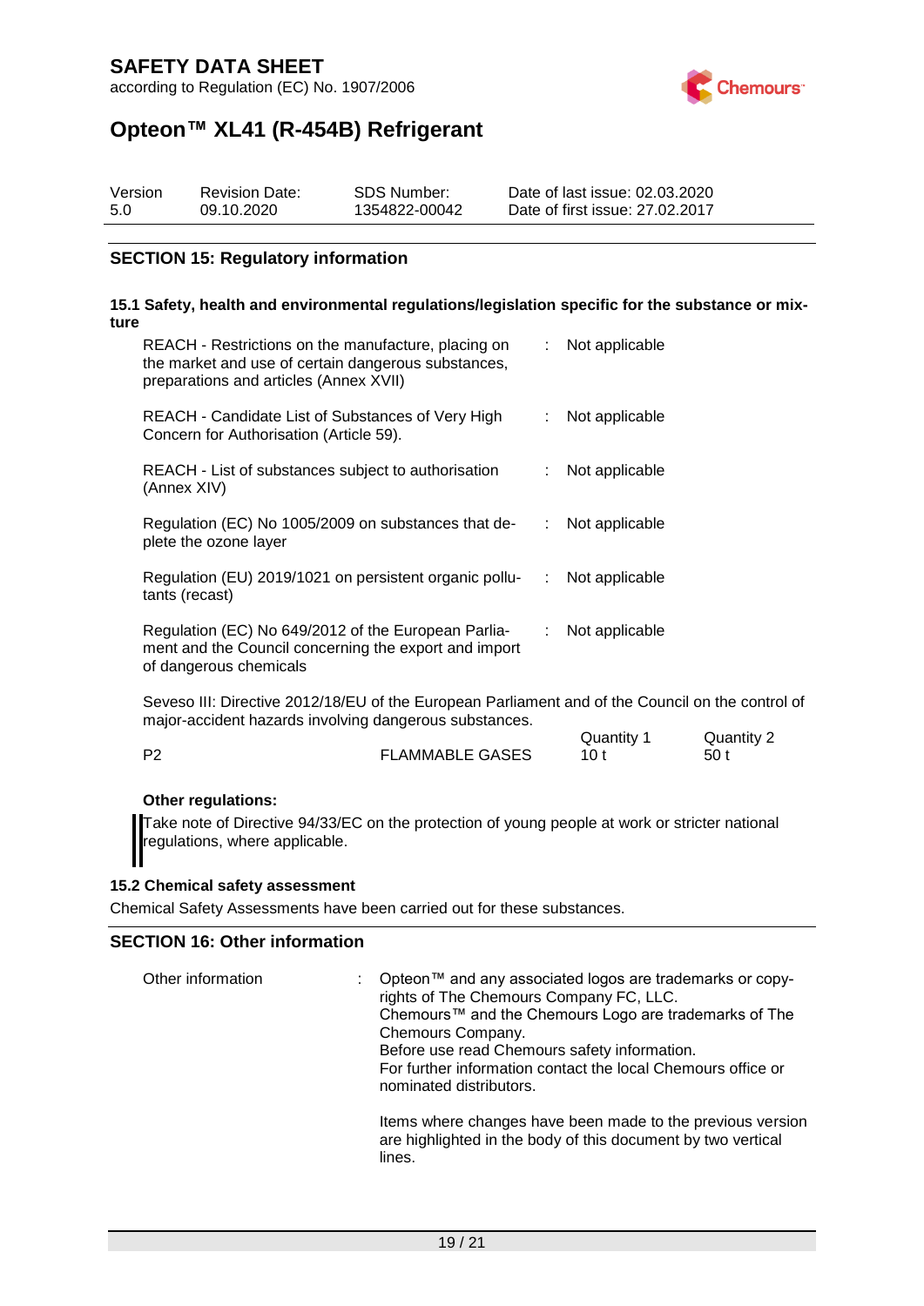## SECTION 15: Regulatory information

### 15.1 Safety, health and environmental regulations/legislation specific for the substance or mixture

| | |
|---|---|
| REACH - Restrictions on the manufacture, placing on the market and use of certain dangerous substances, preparations and articles (Annex XVII) | : Not applicable |
| REACH - Candidate List of Substances of Very High Concern for Authorisation (Article 59). | : Not applicable |
| REACH - List of substances subject to authorisation (Annex XIV) | : Not applicable |
| Regulation (EC) No 1005/2009 on substances that deplete the ozone layer | : Not applicable |
| Regulation (EU) 2019/1021 on persistent organic pollutants (recast) | : Not applicable |
| Regulation (EC) No 649/2012 of the European Parliament and the Council concerning the export and import of dangerous chemicals | : Not applicable |

Seveso III: Directive 2012/18/EU of the European Parliament and of the Council on the control of major-accident hazards involving dangerous substances.

| | | Quantity 1 | Quantity 2 |
|---|---|---|---|
| P2 | FLAMMABLE GASES | 10 t | 50 t |

**Other regulations:**

Take note of Directive 94/33/EC on the protection of young people at work or stricter national regulations, where applicable.

### 15.2 Chemical safety assessment

Chemical Safety Assessments have been carried out for these substances.

## SECTION 16: Other information

Other information : Opteon™ and any associated logos are trademarks or copyrights of The Chemours Company FC, LLC.
Chemours™ and the Chemours Logo are trademarks of The Chemours Company.
Before use read Chemours safety information.
For further information contact the local Chemours office or nominated distributors.

Items where changes have been made to the previous version are highlighted in the body of this document by two vertical lines.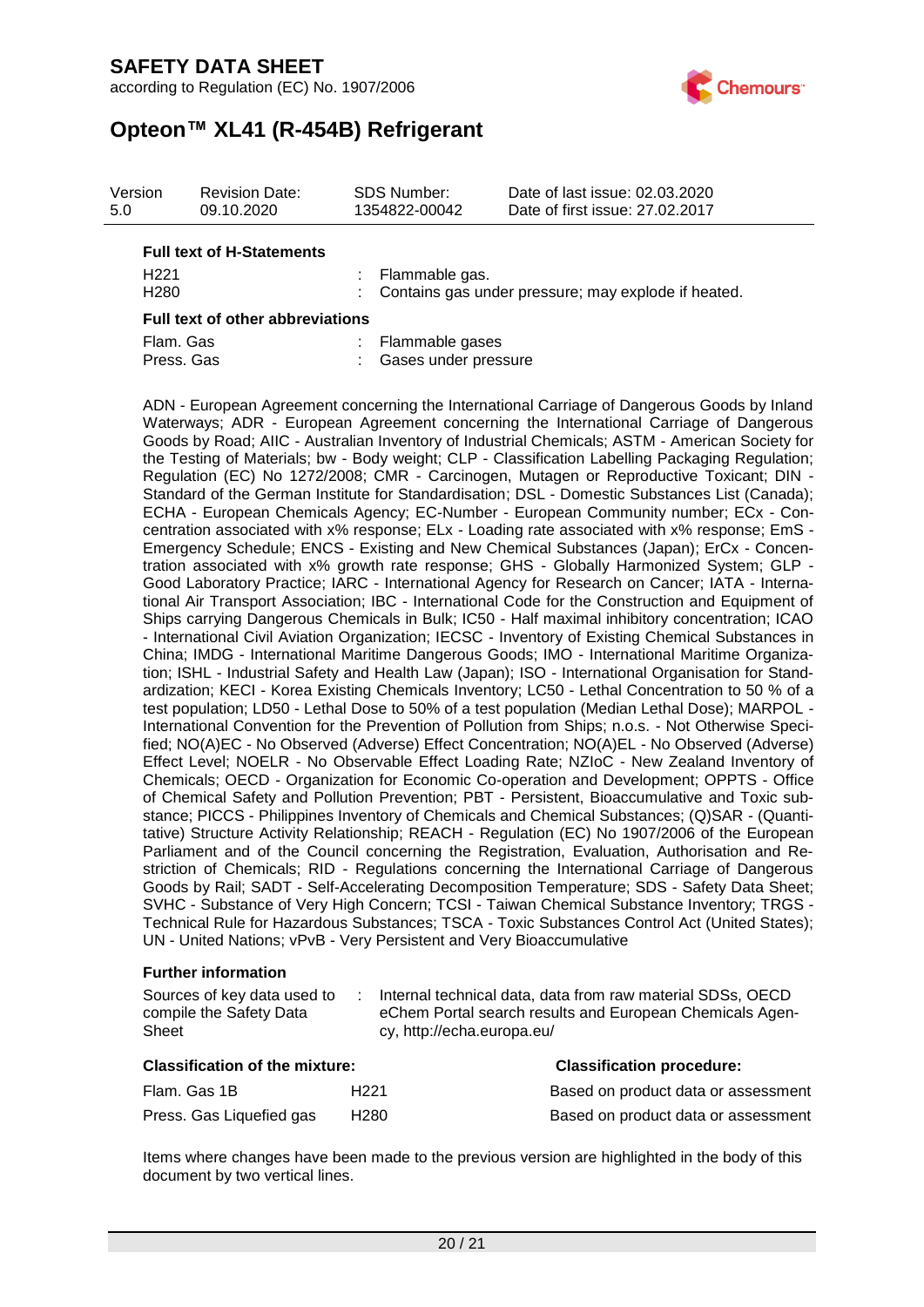**Full text of H-Statements**

| | |
|---|---|
| H221 | : Flammable gas. |
| H280 | : Contains gas under pressure; may explode if heated. |

**Full text of other abbreviations**

| | |
|---|---|
| Flam. Gas | : Flammable gases |
| Press. Gas | : Gases under pressure |

ADN - European Agreement concerning the International Carriage of Dangerous Goods by Inland Waterways; ADR - European Agreement concerning the International Carriage of Dangerous Goods by Road; AIIC - Australian Inventory of Industrial Chemicals; ASTM - American Society for the Testing of Materials; bw - Body weight; CLP - Classification Labelling Packaging Regulation; Regulation (EC) No 1272/2008; CMR - Carcinogen, Mutagen or Reproductive Toxicant; DIN - Standard of the German Institute for Standardisation; DSL - Domestic Substances List (Canada); ECHA - European Chemicals Agency; EC-Number - European Community number; ECx - Concentration associated with x% response; ELx - Loading rate associated with x% response; EmS - Emergency Schedule; ENCS - Existing and New Chemical Substances (Japan); ErCx - Concentration associated with x% growth rate response; GHS - Globally Harmonized System; GLP - Good Laboratory Practice; IARC - International Agency for Research on Cancer; IATA - International Air Transport Association; IBC - International Code for the Construction and Equipment of Ships carrying Dangerous Chemicals in Bulk; IC50 - Half maximal inhibitory concentration; ICAO - International Civil Aviation Organization; IECSC - Inventory of Existing Chemical Substances in China; IMDG - International Maritime Dangerous Goods; IMO - International Maritime Organization; ISHL - Industrial Safety and Health Law (Japan); ISO - International Organisation for Standardization; KECI - Korea Existing Chemicals Inventory; LC50 - Lethal Concentration to 50 % of a test population; LD50 - Lethal Dose to 50% of a test population (Median Lethal Dose); MARPOL - International Convention for the Prevention of Pollution from Ships; n.o.s. - Not Otherwise Specified; NO(A)EC - No Observed (Adverse) Effect Concentration; NO(A)EL - No Observed (Adverse) Effect Level; NOELR - No Observable Effect Loading Rate; NZIoC - New Zealand Inventory of Chemicals; OECD - Organization for Economic Co-operation and Development; OPPTS - Office of Chemical Safety and Pollution Prevention; PBT - Persistent, Bioaccumulative and Toxic substance; PICCS - Philippines Inventory of Chemicals and Chemical Substances; (Q)SAR - (Quantitative) Structure Activity Relationship; REACH - Regulation (EC) No 1907/2006 of the European Parliament and of the Council concerning the Registration, Evaluation, Authorisation and Restriction of Chemicals; RID - Regulations concerning the International Carriage of Dangerous Goods by Rail; SADT - Self-Accelerating Decomposition Temperature; SDS - Safety Data Sheet; SVHC - Substance of Very High Concern; TCSI - Taiwan Chemical Substance Inventory; TRGS - Technical Rule for Hazardous Substances; TSCA - Toxic Substances Control Act (United States); UN - United Nations; vPvB - Very Persistent and Very Bioaccumulative

**Further information**

| | |
|---|---|
| Sources of key data used to compile the Safety Data Sheet | : Internal technical data, data from raw material SDSs, OECD eChem Portal search results and European Chemicals Agency, http://echa.europa.eu/ |

| **Classification of the mixture:** | | **Classification procedure:** |
|---|---|---|
| Flam. Gas 1B | H221 | Based on product data or assessment |
| Press. Gas Liquefied gas | H280 | Based on product data or assessment |

Items where changes have been made to the previous version are highlighted in the body of this document by two vertical lines.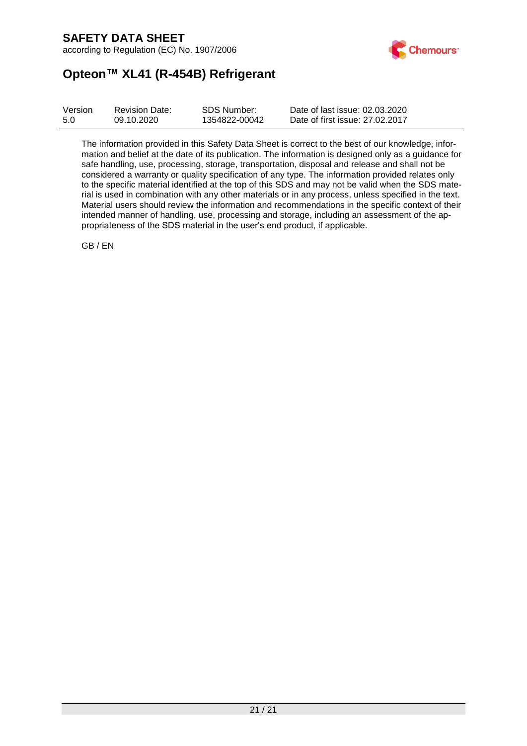The information provided in this Safety Data Sheet is correct to the best of our knowledge, information and belief at the date of its publication. The information is designed only as a guidance for safe handling, use, processing, storage, transportation, disposal and release and shall not be considered a warranty or quality specification of any type. The information provided relates only to the specific material identified at the top of this SDS and may not be valid when the SDS material is used in combination with any other materials or in any process, unless specified in the text. Material users should review the information and recommendations in the specific context of their intended manner of handling, use, processing and storage, including an assessment of the appropriateness of the SDS material in the user's end product, if applicable.

GB / EN